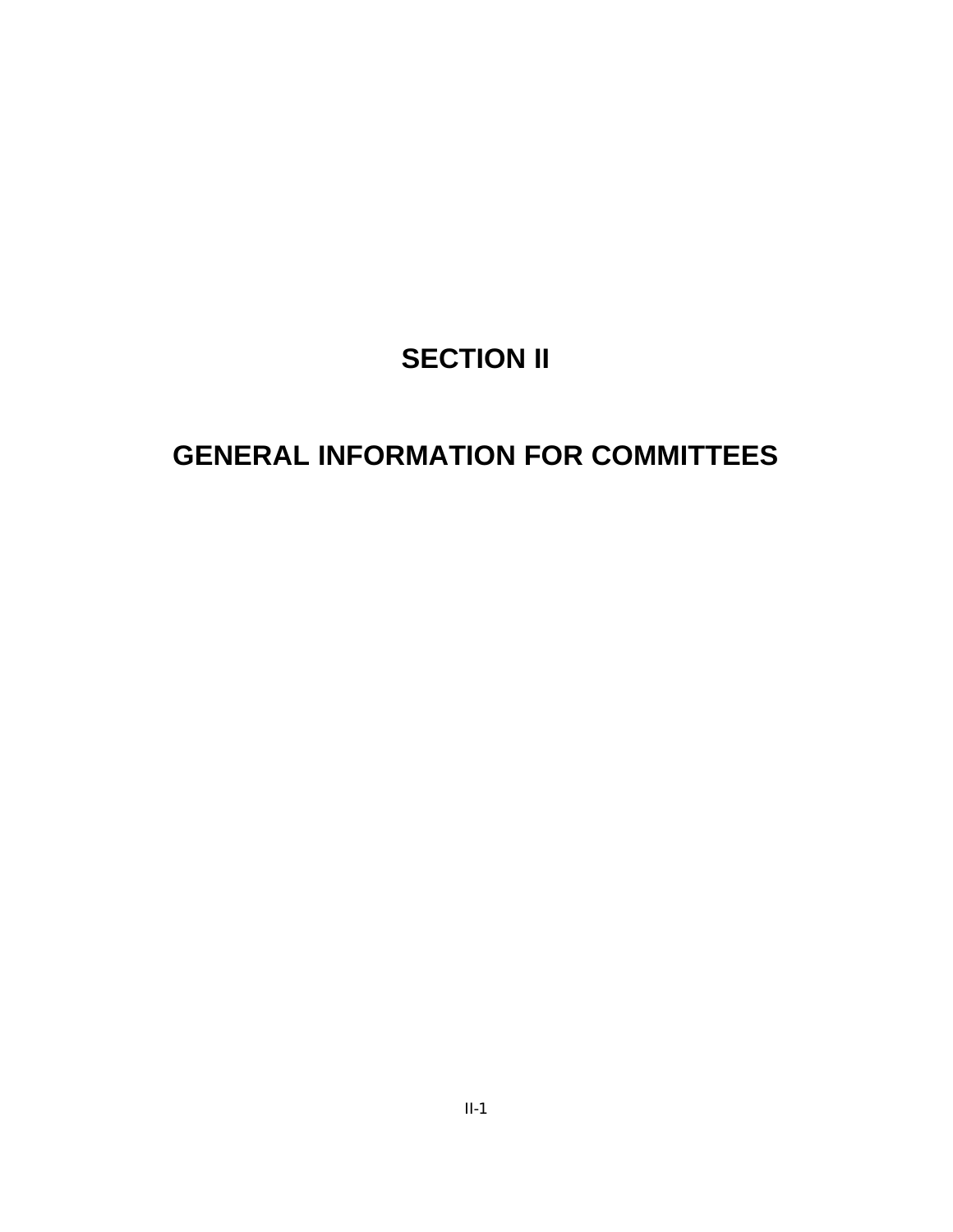# SECTION II

# GENERAL INFORMATION FOR COMMITTEES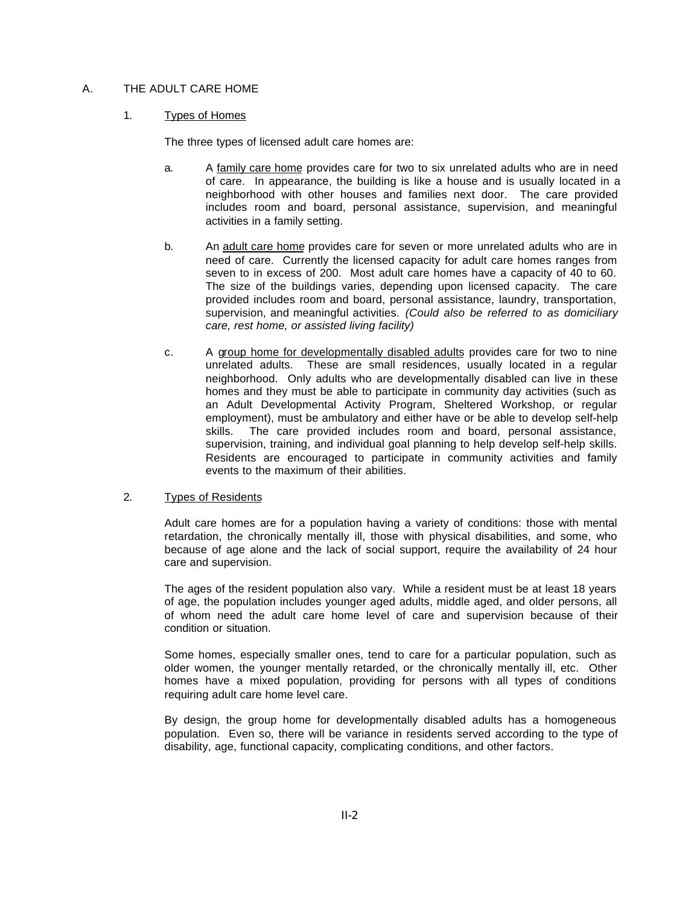## A. THE ADULT CARE HOME

### 1. Types of Homes

The three types of licensed adult care homes are:

a. A family care home provides care for two to six unrelated adults who are in need of care. In appearance, the building is like a house and is usually located in a neighborhood with other houses and families next door. The care provided includes room and board, personal assistance, supervision, and meaningful activities in a family setting.

b. An adult care home provides care for seven or more unrelated adults who are in need of care. Currently the licensed capacity for adult care homes ranges from seven to in excess of 200. Most adult care homes have a capacity of 40 to 60. The size of the buildings varies, depending upon licensed capacity. The care provided includes room and board, personal assistance, laundry, transportation, supervision, and meaningful activities. *(Could also be referred to as domiciliary care, rest home, or assisted living facility)*

c. A group home for developmentally disabled adults provides care for two to nine unrelated adults. These are small residences, usually located in a regular neighborhood. Only adults who are developmentally disabled can live in these homes and they must be able to participate in community day activities (such as an Adult Developmental Activity Program, Sheltered Workshop, or regular employment), must be ambulatory and either have or be able to develop self-help skills. The care provided includes room and board, personal assistance, supervision, training, and individual goal planning to help develop self-help skills. Residents are encouraged to participate in community activities and family events to the maximum of their abilities.

### 2. Types of Residents

Adult care homes are for a population having a variety of conditions: those with mental retardation, the chronically mentally ill, those with physical disabilities, and some, who because of age alone and the lack of social support, require the availability of 24 hour care and supervision.

The ages of the resident population also vary. While a resident must be at least 18 years of age, the population includes younger aged adults, middle aged, and older persons, all of whom need the adult care home level of care and supervision because of their condition or situation.

Some homes, especially smaller ones, tend to care for a particular population, such as older women, the younger mentally retarded, or the chronically mentally ill, etc. Other homes have a mixed population, providing for persons with all types of conditions requiring adult care home level care.

By design, the group home for developmentally disabled adults has a homogeneous population. Even so, there will be variance in residents served according to the type of disability, age, functional capacity, complicating conditions, and other factors.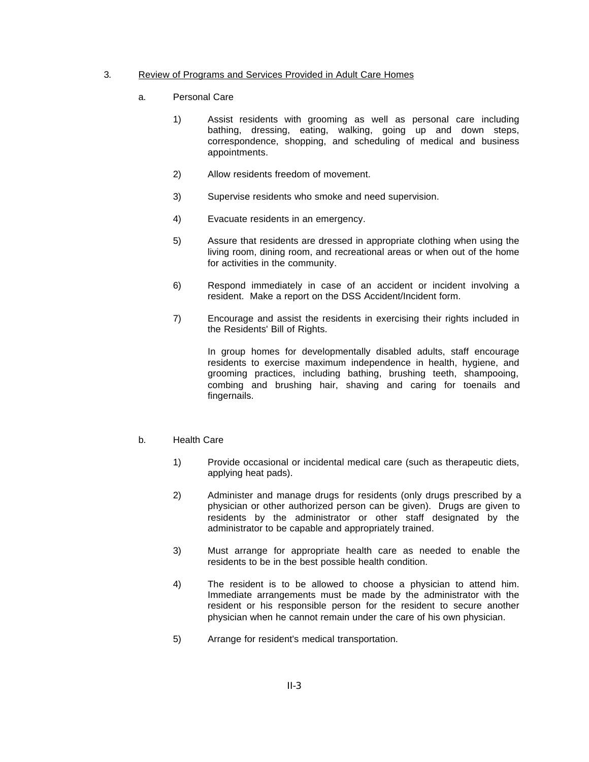3. <u>Review of Programs and Services Provided in Adult Care Homes</u>

   a. Personal Care

      1) Assist residents with grooming as well as personal care including bathing, dressing, eating, walking, going up and down steps, correspondence, shopping, and scheduling of medical and business appointments.

      2) Allow residents freedom of movement.

      3) Supervise residents who smoke and need supervision.

      4) Evacuate residents in an emergency.

      5) Assure that residents are dressed in appropriate clothing when using the living room, dining room, and recreational areas or when out of the home for activities in the community.

      6) Respond immediately in case of an accident or incident involving a resident. Make a report on the DSS Accident/Incident form.

      7) Encourage and assist the residents in exercising their rights included in the Residents' Bill of Rights.

         In group homes for developmentally disabled adults, staff encourage residents to exercise maximum independence in health, hygiene, and grooming practices, including bathing, brushing teeth, shampooing, combing and brushing hair, shaving and caring for toenails and fingernails.

   b. Health Care

      1) Provide occasional or incidental medical care (such as therapeutic diets, applying heat pads).

      2) Administer and manage drugs for residents (only drugs prescribed by a physician or other authorized person can be given). Drugs are given to residents by the administrator or other staff designated by the administrator to be capable and appropriately trained.

      3) Must arrange for appropriate health care as needed to enable the residents to be in the best possible health condition.

      4) The resident is to be allowed to choose a physician to attend him. Immediate arrangements must be made by the administrator with the resident or his responsible person for the resident to secure another physician when he cannot remain under the care of his own physician.

      5) Arrange for resident's medical transportation.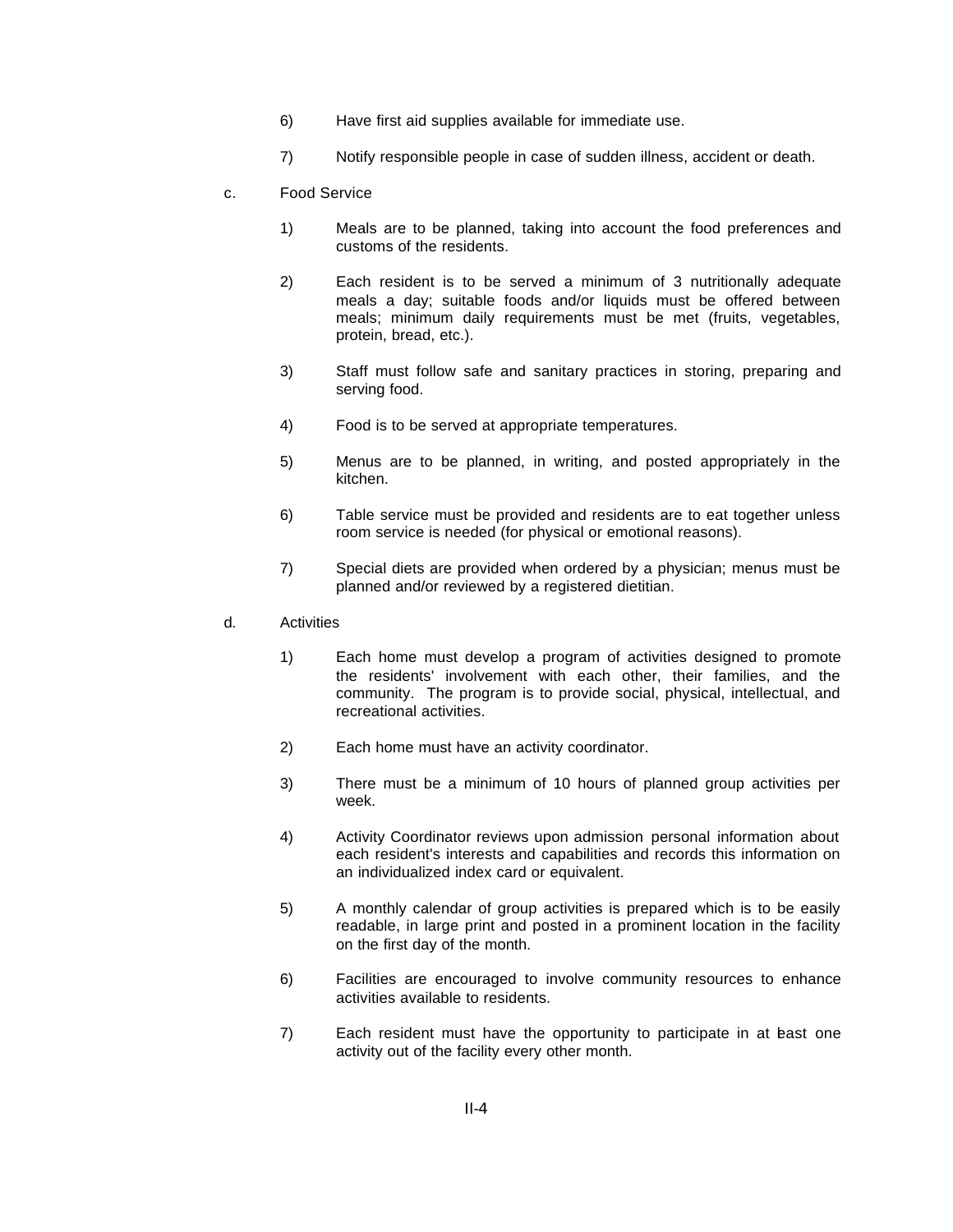6) Have first aid supplies available for immediate use.

7) Notify responsible people in case of sudden illness, accident or death.

c. Food Service

1) Meals are to be planned, taking into account the food preferences and customs of the residents.

2) Each resident is to be served a minimum of 3 nutritionally adequate meals a day; suitable foods and/or liquids must be offered between meals; minimum daily requirements must be met (fruits, vegetables, protein, bread, etc.).

3) Staff must follow safe and sanitary practices in storing, preparing and serving food.

4) Food is to be served at appropriate temperatures.

5) Menus are to be planned, in writing, and posted appropriately in the kitchen.

6) Table service must be provided and residents are to eat together unless room service is needed (for physical or emotional reasons).

7) Special diets are provided when ordered by a physician; menus must be planned and/or reviewed by a registered dietitian.

d. Activities

1) Each home must develop a program of activities designed to promote the residents' involvement with each other, their families, and the community. The program is to provide social, physical, intellectual, and recreational activities.

2) Each home must have an activity coordinator.

3) There must be a minimum of 10 hours of planned group activities per week.

4) Activity Coordinator reviews upon admission personal information about each resident's interests and capabilities and records this information on an individualized index card or equivalent.

5) A monthly calendar of group activities is prepared which is to be easily readable, in large print and posted in a prominent location in the facility on the first day of the month.

6) Facilities are encouraged to involve community resources to enhance activities available to residents.

7) Each resident must have the opportunity to participate in at least one activity out of the facility every other month.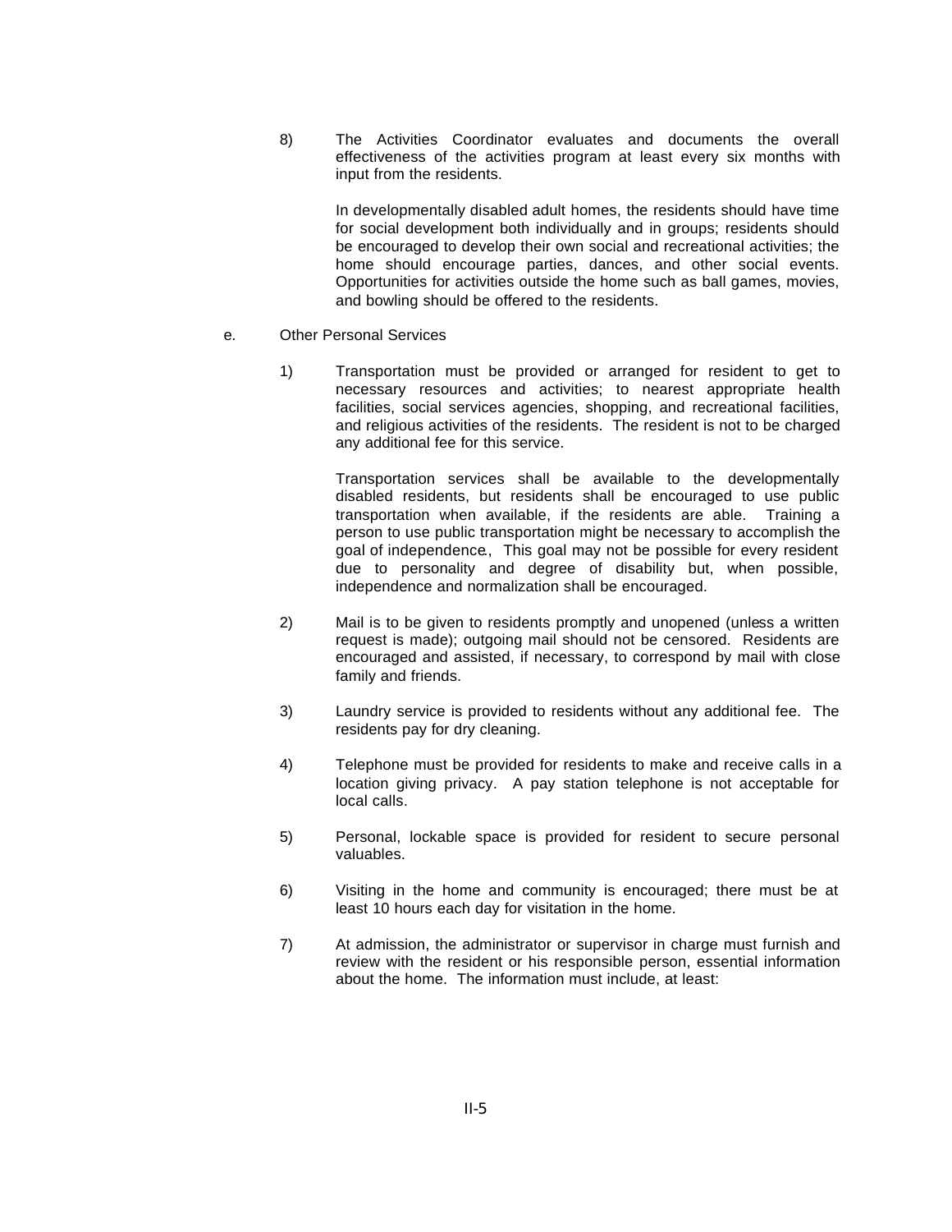8) The Activities Coordinator evaluates and documents the overall effectiveness of the activities program at least every six months with input from the residents.

   In developmentally disabled adult homes, the residents should have time for social development both individually and in groups; residents should be encouraged to develop their own social and recreational activities; the home should encourage parties, dances, and other social events. Opportunities for activities outside the home such as ball games, movies, and bowling should be offered to the residents.

e. Other Personal Services

1) Transportation must be provided or arranged for resident to get to necessary resources and activities; to nearest appropriate health facilities, social services agencies, shopping, and recreational facilities, and religious activities of the residents. The resident is not to be charged any additional fee for this service.

   Transportation services shall be available to the developmentally disabled residents, but residents shall be encouraged to use public transportation when available, if the residents are able. Training a person to use public transportation might be necessary to accomplish the goal of independence., This goal may not be possible for every resident due to personality and degree of disability but, when possible, independence and normalization shall be encouraged.

2) Mail is to be given to residents promptly and unopened (unless a written request is made); outgoing mail should not be censored. Residents are encouraged and assisted, if necessary, to correspond by mail with close family and friends.

3) Laundry service is provided to residents without any additional fee. The residents pay for dry cleaning.

4) Telephone must be provided for residents to make and receive calls in a location giving privacy. A pay station telephone is not acceptable for local calls.

5) Personal, lockable space is provided for resident to secure personal valuables.

6) Visiting in the home and community is encouraged; there must be at least 10 hours each day for visitation in the home.

7) At admission, the administrator or supervisor in charge must furnish and review with the resident or his responsible person, essential information about the home. The information must include, at least: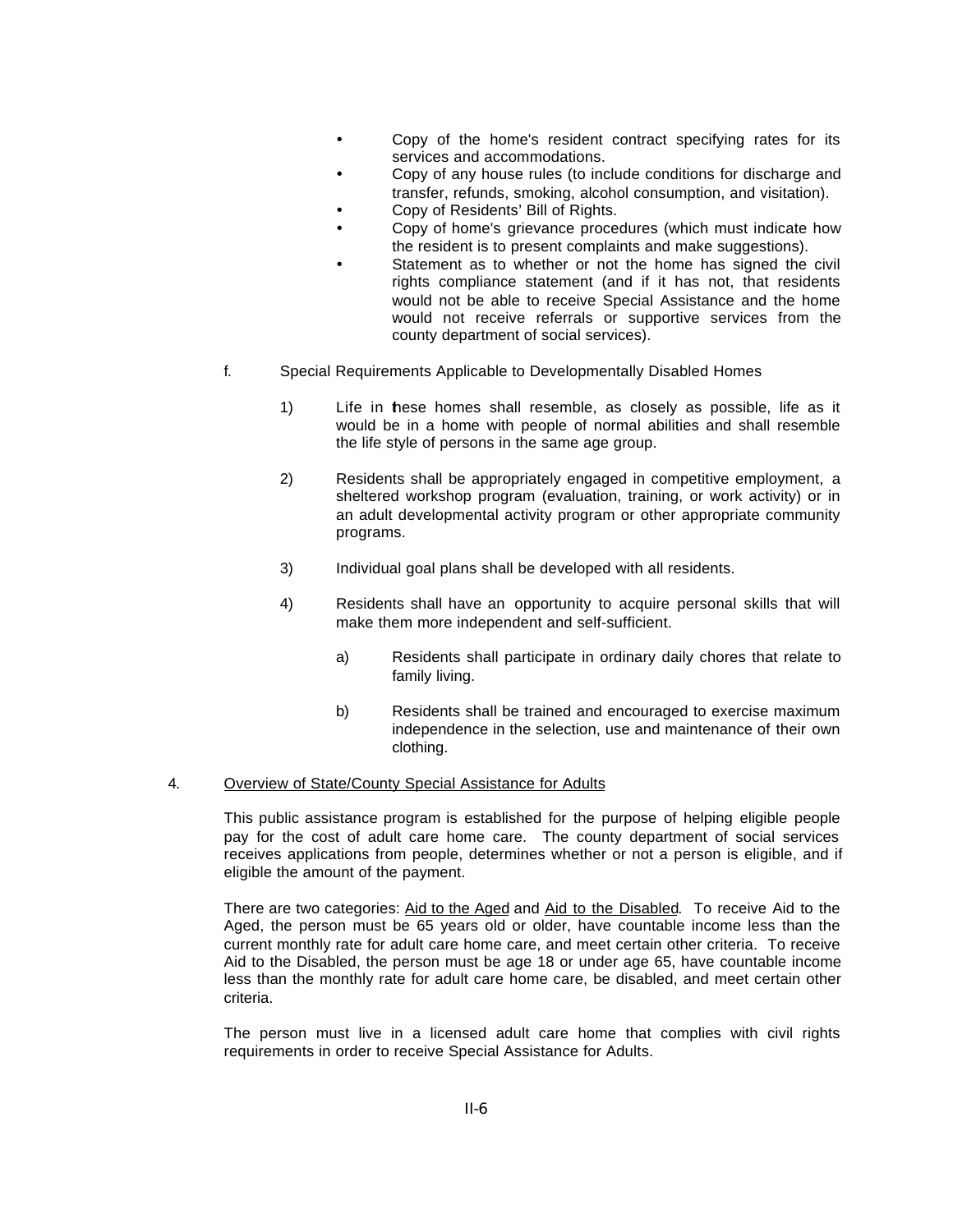- Copy of the home's resident contract specifying rates for its services and accommodations.
- Copy of any house rules (to include conditions for discharge and transfer, refunds, smoking, alcohol consumption, and visitation).
- Copy of Residents' Bill of Rights.
- Copy of home's grievance procedures (which must indicate how the resident is to present complaints and make suggestions).
- Statement as to whether or not the home has signed the civil rights compliance statement (and if it has not, that residents would not be able to receive Special Assistance and the home would not receive referrals or supportive services from the county department of social services).

f. Special Requirements Applicable to Developmentally Disabled Homes

1) Life in these homes shall resemble, as closely as possible, life as it would be in a home with people of normal abilities and shall resemble the life style of persons in the same age group.

2) Residents shall be appropriately engaged in competitive employment, a sheltered workshop program (evaluation, training, or work activity) or in an adult developmental activity program or other appropriate community programs.

3) Individual goal plans shall be developed with all residents.

4) Residents shall have an opportunity to acquire personal skills that will make them more independent and self-sufficient.

   a) Residents shall participate in ordinary daily chores that relate to family living.

   b) Residents shall be trained and encouraged to exercise maximum independence in the selection, use and maintenance of their own clothing.

4. Overview of State/County Special Assistance for Adults

This public assistance program is established for the purpose of helping eligible people pay for the cost of adult care home care. The county department of social services receives applications from people, determines whether or not a person is eligible, and if eligible the amount of the payment.

There are two categories: Aid to the Aged and Aid to the Disabled. To receive Aid to the Aged, the person must be 65 years old or older, have countable income less than the current monthly rate for adult care home care, and meet certain other criteria. To receive Aid to the Disabled, the person must be age 18 or under age 65, have countable income less than the monthly rate for adult care home care, be disabled, and meet certain other criteria.

The person must live in a licensed adult care home that complies with civil rights requirements in order to receive Special Assistance for Adults.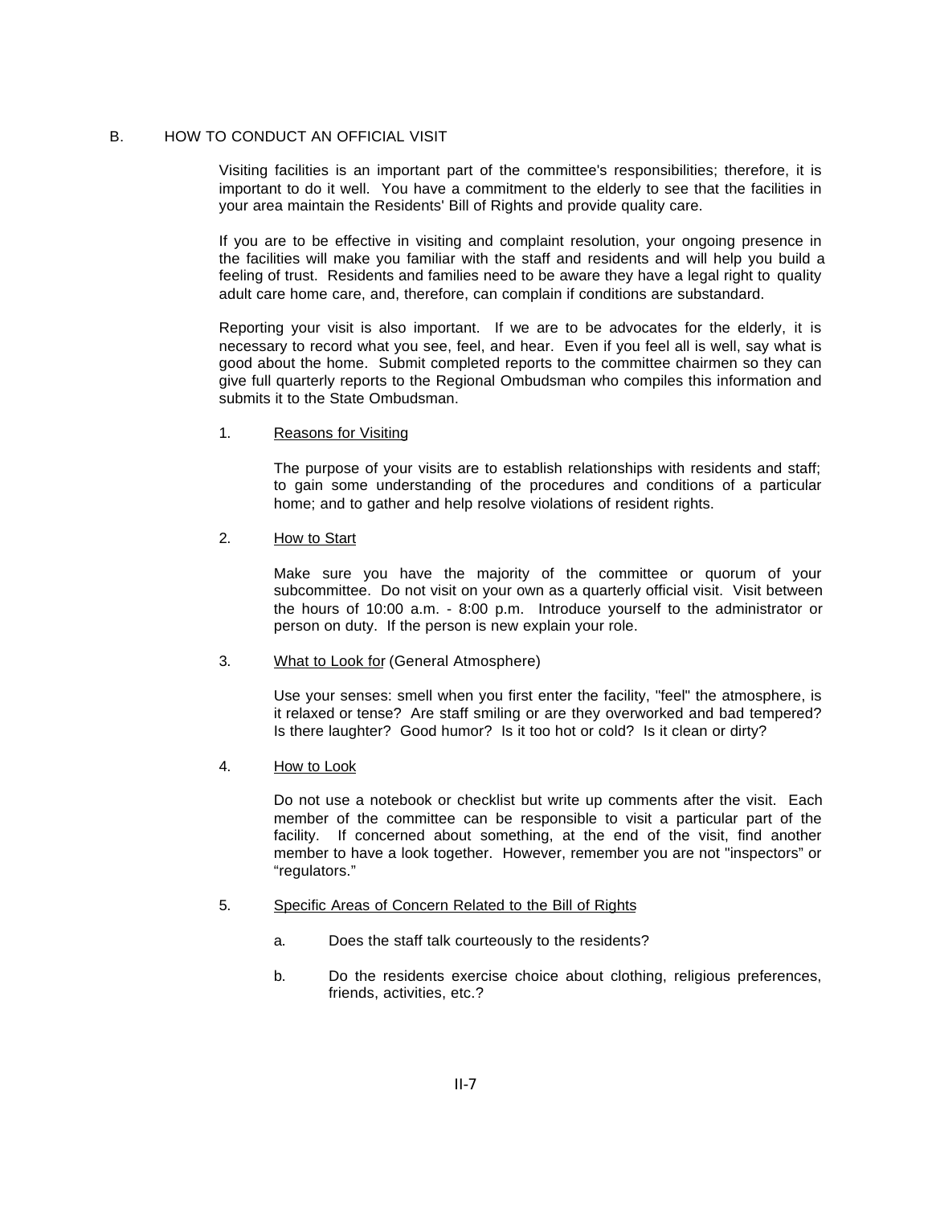## B. HOW TO CONDUCT AN OFFICIAL VISIT

Visiting facilities is an important part of the committee's responsibilities; therefore, it is important to do it well. You have a commitment to the elderly to see that the facilities in your area maintain the Residents' Bill of Rights and provide quality care.

If you are to be effective in visiting and complaint resolution, your ongoing presence in the facilities will make you familiar with the staff and residents and will help you build a feeling of trust. Residents and families need to be aware they have a legal right to quality adult care home care, and, therefore, can complain if conditions are substandard.

Reporting your visit is also important. If we are to be advocates for the elderly, it is necessary to record what you see, feel, and hear. Even if you feel all is well, say what is good about the home. Submit completed reports to the committee chairmen so they can give full quarterly reports to the Regional Ombudsman who compiles this information and submits it to the State Ombudsman.

1. Reasons for Visiting

   The purpose of your visits are to establish relationships with residents and staff; to gain some understanding of the procedures and conditions of a particular home; and to gather and help resolve violations of resident rights.

2. How to Start

   Make sure you have the majority of the committee or quorum of your subcommittee. Do not visit on your own as a quarterly official visit. Visit between the hours of 10:00 a.m. - 8:00 p.m. Introduce yourself to the administrator or person on duty. If the person is new explain your role.

3. What to Look for (General Atmosphere)

   Use your senses: smell when you first enter the facility, "feel" the atmosphere, is it relaxed or tense? Are staff smiling or are they overworked and bad tempered? Is there laughter? Good humor? Is it too hot or cold? Is it clean or dirty?

4. How to Look

   Do not use a notebook or checklist but write up comments after the visit. Each member of the committee can be responsible to visit a particular part of the facility. If concerned about something, at the end of the visit, find another member to have a look together. However, remember you are not "inspectors" or "regulators."

5. Specific Areas of Concern Related to the Bill of Rights

   a. Does the staff talk courteously to the residents?

   b. Do the residents exercise choice about clothing, religious preferences, friends, activities, etc.?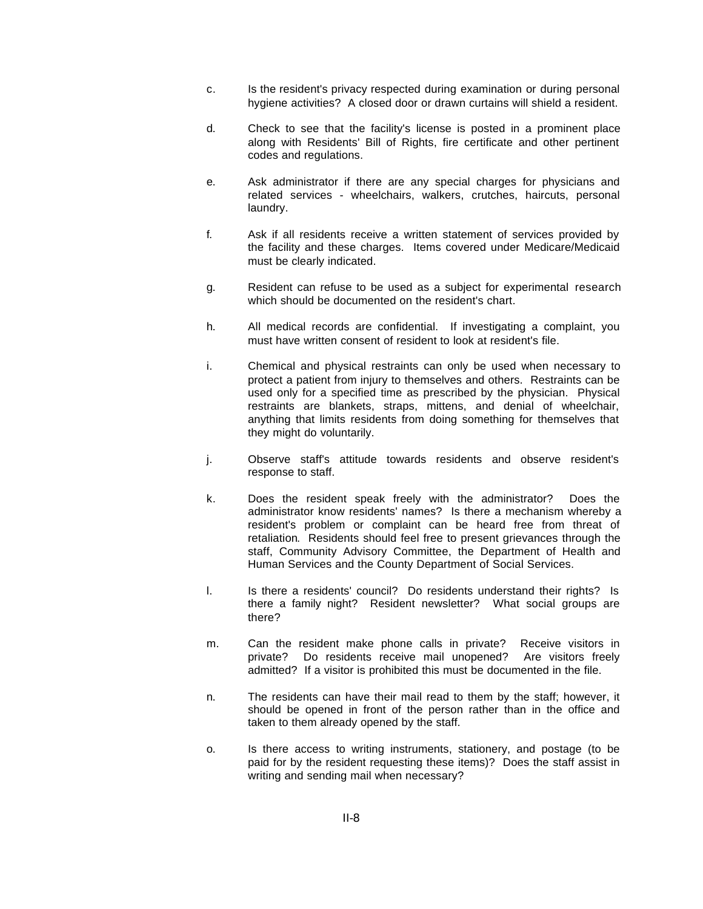c. Is the resident's privacy respected during examination or during personal hygiene activities? A closed door or drawn curtains will shield a resident.

d. Check to see that the facility's license is posted in a prominent place along with Residents' Bill of Rights, fire certificate and other pertinent codes and regulations.

e. Ask administrator if there are any special charges for physicians and related services - wheelchairs, walkers, crutches, haircuts, personal laundry.

f. Ask if all residents receive a written statement of services provided by the facility and these charges. Items covered under Medicare/Medicaid must be clearly indicated.

g. Resident can refuse to be used as a subject for experimental research which should be documented on the resident's chart.

h. All medical records are confidential. If investigating a complaint, you must have written consent of resident to look at resident's file.

i. Chemical and physical restraints can only be used when necessary to protect a patient from injury to themselves and others. Restraints can be used only for a specified time as prescribed by the physician. Physical restraints are blankets, straps, mittens, and denial of wheelchair, anything that limits residents from doing something for themselves that they might do voluntarily.

j. Observe staff's attitude towards residents and observe resident's response to staff.

k. Does the resident speak freely with the administrator? Does the administrator know residents' names? Is there a mechanism whereby a resident's problem or complaint can be heard free from threat of retaliation. Residents should feel free to present grievances through the staff, Community Advisory Committee, the Department of Health and Human Services and the County Department of Social Services.

l. Is there a residents' council? Do residents understand their rights? Is there a family night? Resident newsletter? What social groups are there?

m. Can the resident make phone calls in private? Receive visitors in private? Do residents receive mail unopened? Are visitors freely admitted? If a visitor is prohibited this must be documented in the file.

n. The residents can have their mail read to them by the staff; however, it should be opened in front of the person rather than in the office and taken to them already opened by the staff.

o. Is there access to writing instruments, stationery, and postage (to be paid for by the resident requesting these items)? Does the staff assist in writing and sending mail when necessary?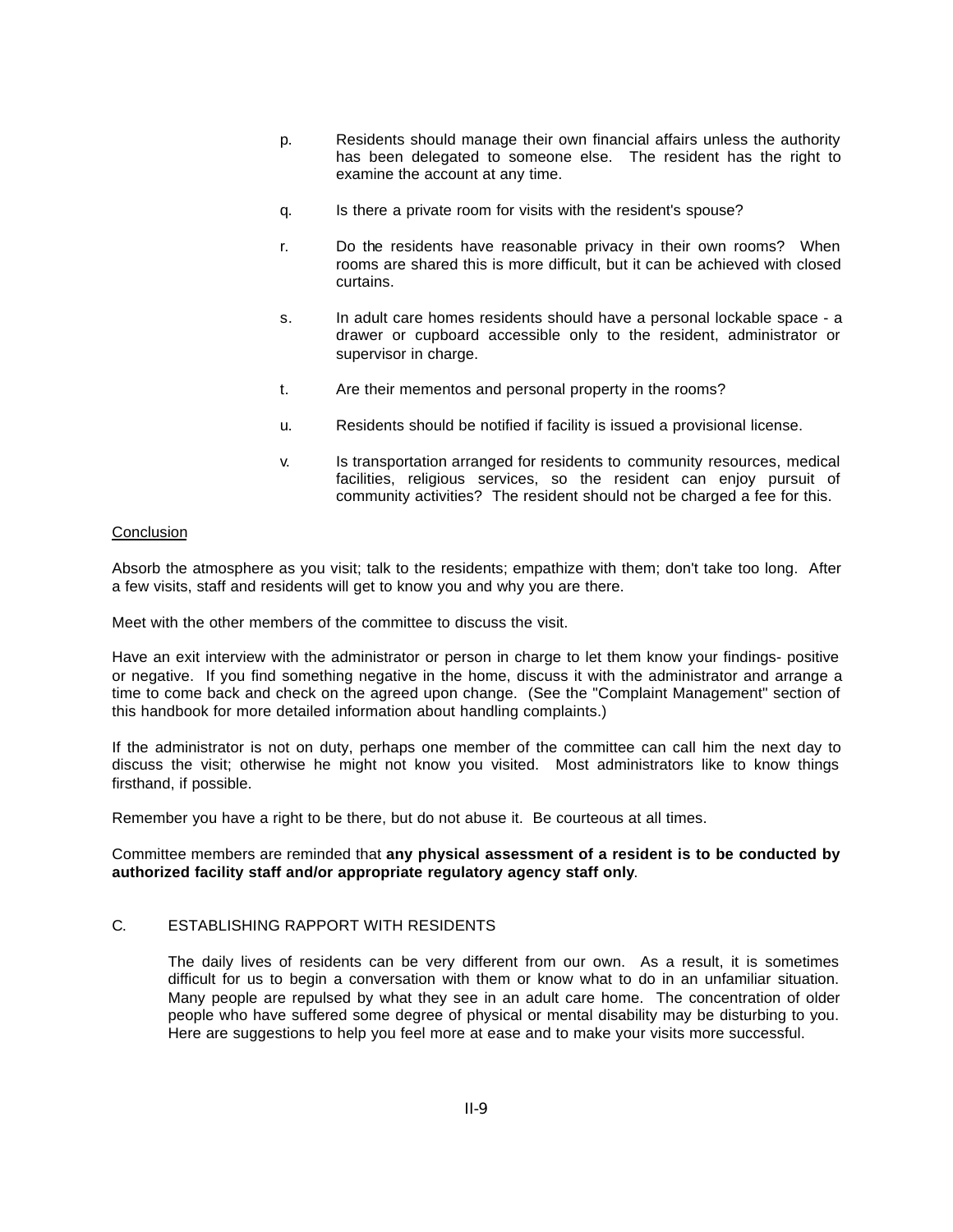p. Residents should manage their own financial affairs unless the authority has been delegated to someone else. The resident has the right to examine the account at any time.

q. Is there a private room for visits with the resident's spouse?

r. Do the residents have reasonable privacy in their own rooms? When rooms are shared this is more difficult, but it can be achieved with closed curtains.

s. In adult care homes residents should have a personal lockable space - a drawer or cupboard accessible only to the resident, administrator or supervisor in charge.

t. Are their mementos and personal property in the rooms?

u. Residents should be notified if facility is issued a provisional license.

v. Is transportation arranged for residents to community resources, medical facilities, religious services, so the resident can enjoy pursuit of community activities? The resident should not be charged a fee for this.

<u>Conclusion</u>

Absorb the atmosphere as you visit; talk to the residents; empathize with them; don't take too long. After a few visits, staff and residents will get to know you and why you are there.

Meet with the other members of the committee to discuss the visit.

Have an exit interview with the administrator or person in charge to let them know your findings- positive or negative. If you find something negative in the home, discuss it with the administrator and arrange a time to come back and check on the agreed upon change. (See the "Complaint Management" section of this handbook for more detailed information about handling complaints.)

If the administrator is not on duty, perhaps one member of the committee can call him the next day to discuss the visit; otherwise he might not know you visited. Most administrators like to know things firsthand, if possible.

Remember you have a right to be there, but do not abuse it. Be courteous at all times.

Committee members are reminded that **any physical assessment of a resident is to be conducted by authorized facility staff and/or appropriate regulatory agency staff only**.

## C. ESTABLISHING RAPPORT WITH RESIDENTS

The daily lives of residents can be very different from our own. As a result, it is sometimes difficult for us to begin a conversation with them or know what to do in an unfamiliar situation. Many people are repulsed by what they see in an adult care home. The concentration of older people who have suffered some degree of physical or mental disability may be disturbing to you. Here are suggestions to help you feel more at ease and to make your visits more successful.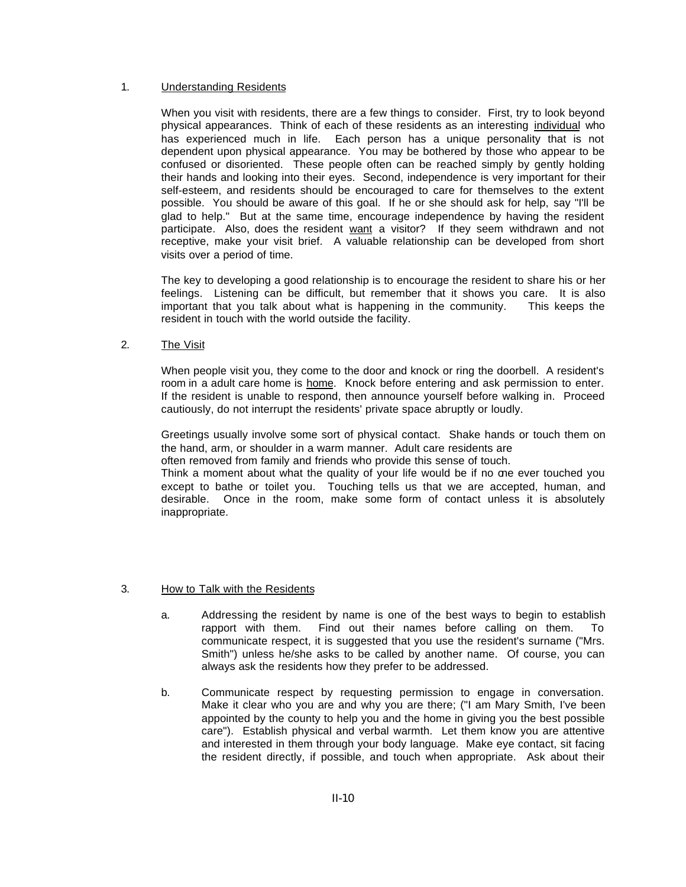1. Understanding Residents

   When you visit with residents, there are a few things to consider. First, try to look beyond physical appearances. Think of each of these residents as an interesting individual who has experienced much in life. Each person has a unique personality that is not dependent upon physical appearance. You may be bothered by those who appear to be confused or disoriented. These people often can be reached simply by gently holding their hands and looking into their eyes. Second, independence is very important for their self-esteem, and residents should be encouraged to care for themselves to the extent possible. You should be aware of this goal. If he or she should ask for help, say "I'll be glad to help." But at the same time, encourage independence by having the resident participate. Also, does the resident want a visitor? If they seem withdrawn and not receptive, make your visit brief. A valuable relationship can be developed from short visits over a period of time.

   The key to developing a good relationship is to encourage the resident to share his or her feelings. Listening can be difficult, but remember that it shows you care. It is also important that you talk about what is happening in the community. This keeps the resident in touch with the world outside the facility.

2. The Visit

   When people visit you, they come to the door and knock or ring the doorbell. A resident's room in a adult care home is home. Knock before entering and ask permission to enter. If the resident is unable to respond, then announce yourself before walking in. Proceed cautiously, do not interrupt the residents' private space abruptly or loudly.

   Greetings usually involve some sort of physical contact. Shake hands or touch them on the hand, arm, or shoulder in a warm manner. Adult care residents are often removed from family and friends who provide this sense of touch.
   Think a moment about what the quality of your life would be if no one ever touched you except to bathe or toilet you. Touching tells us that we are accepted, human, and desirable. Once in the room, make some form of contact unless it is absolutely inappropriate.

3. How to Talk with the Residents

   a. Addressing the resident by name is one of the best ways to begin to establish rapport with them. Find out their names before calling on them. To communicate respect, it is suggested that you use the resident's surname ("Mrs. Smith") unless he/she asks to be called by another name. Of course, you can always ask the residents how they prefer to be addressed.

   b. Communicate respect by requesting permission to engage in conversation. Make it clear who you are and why you are there; ("I am Mary Smith, I've been appointed by the county to help you and the home in giving you the best possible care"). Establish physical and verbal warmth. Let them know you are attentive and interested in them through your body language. Make eye contact, sit facing the resident directly, if possible, and touch when appropriate. Ask about their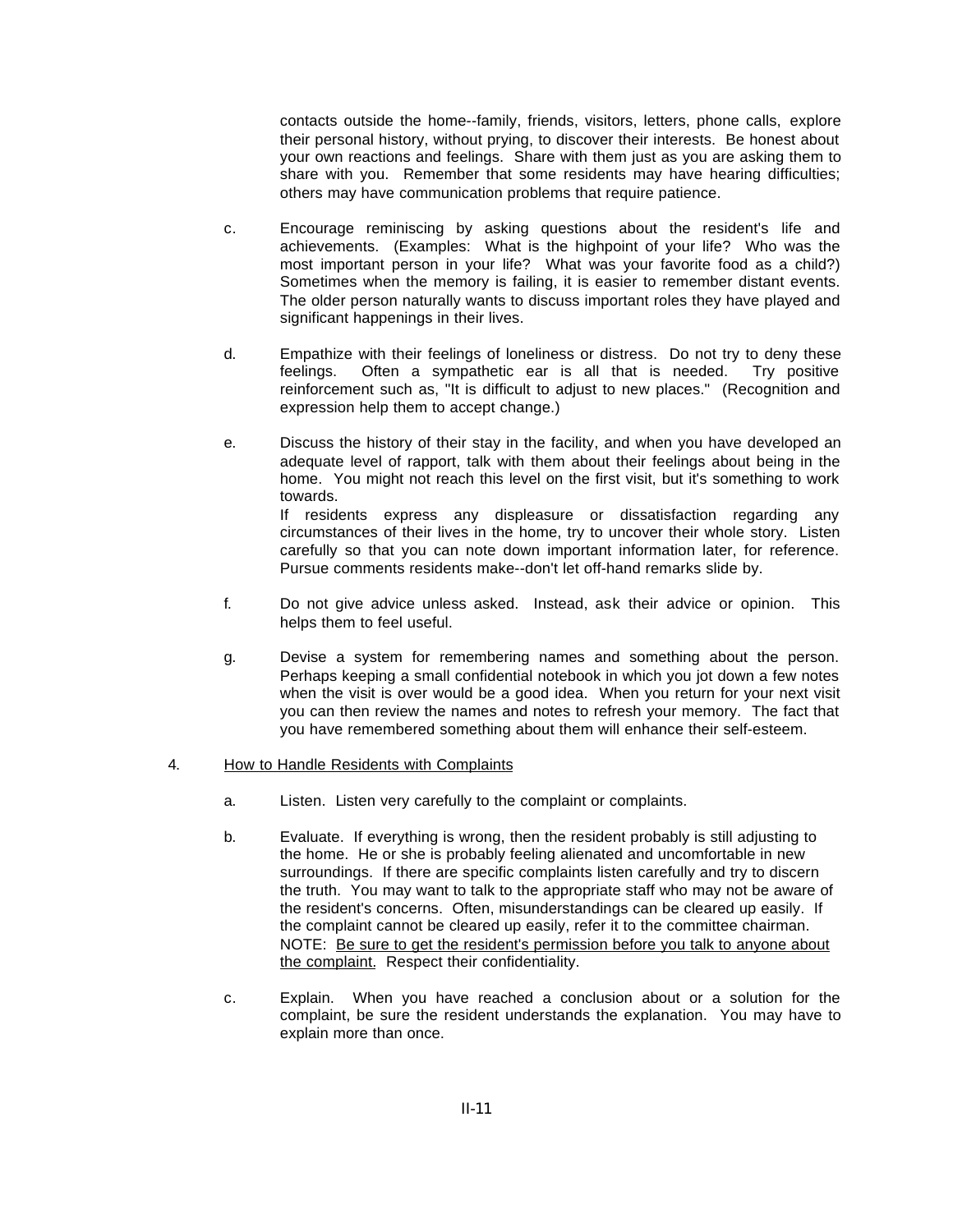contacts outside the home--family, friends, visitors, letters, phone calls, explore their personal history, without prying, to discover their interests. Be honest about your own reactions and feelings. Share with them just as you are asking them to share with you. Remember that some residents may have hearing difficulties; others may have communication problems that require patience.

c. Encourage reminiscing by asking questions about the resident's life and achievements. (Examples: What is the highpoint of your life? Who was the most important person in your life? What was your favorite food as a child?) Sometimes when the memory is failing, it is easier to remember distant events. The older person naturally wants to discuss important roles they have played and significant happenings in their lives.

d. Empathize with their feelings of loneliness or distress. Do not try to deny these feelings. Often a sympathetic ear is all that is needed. Try positive reinforcement such as, "It is difficult to adjust to new places." (Recognition and expression help them to accept change.)

e. Discuss the history of their stay in the facility, and when you have developed an adequate level of rapport, talk with them about their feelings about being in the home. You might not reach this level on the first visit, but it's something to work towards.
If residents express any displeasure or dissatisfaction regarding any circumstances of their lives in the home, try to uncover their whole story. Listen carefully so that you can note down important information later, for reference. Pursue comments residents make--don't let off-hand remarks slide by.

f. Do not give advice unless asked. Instead, ask their advice or opinion. This helps them to feel useful.

g. Devise a system for remembering names and something about the person. Perhaps keeping a small confidential notebook in which you jot down a few notes when the visit is over would be a good idea. When you return for your next visit you can then review the names and notes to refresh your memory. The fact that you have remembered something about them will enhance their self-esteem.

4. <u>How to Handle Residents with Complaints</u>

a. Listen. Listen very carefully to the complaint or complaints.

b. Evaluate. If everything is wrong, then the resident probably is still adjusting to the home. He or she is probably feeling alienated and uncomfortable in new surroundings. If there are specific complaints listen carefully and try to discern the truth. You may want to talk to the appropriate staff who may not be aware of the resident's concerns. Often, misunderstandings can be cleared up easily. If the complaint cannot be cleared up easily, refer it to the committee chairman. NOTE: <u>Be sure to get the resident's permission before you talk to anyone about the complaint.</u> Respect their confidentiality.

c. Explain. When you have reached a conclusion about or a solution for the complaint, be sure the resident understands the explanation. You may have to explain more than once.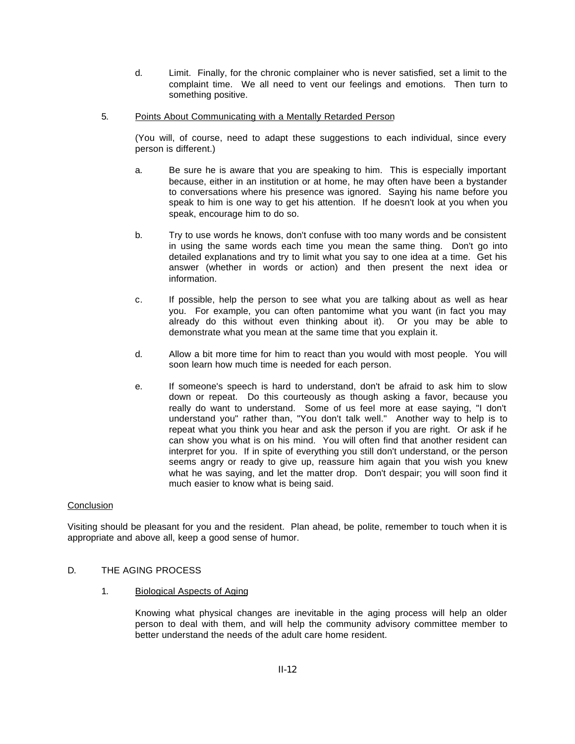d. Limit. Finally, for the chronic complainer who is never satisfied, set a limit to the complaint time. We all need to vent our feelings and emotions. Then turn to something positive.

5. <u>Points About Communicating with a Mentally Retarded Person</u>

(You will, of course, need to adapt these suggestions to each individual, since every person is different.)

a. Be sure he is aware that you are speaking to him. This is especially important because, either in an institution or at home, he may often have been a bystander to conversations where his presence was ignored. Saying his name before you speak to him is one way to get his attention. If he doesn't look at you when you speak, encourage him to do so.

b. Try to use words he knows, don't confuse with too many words and be consistent in using the same words each time you mean the same thing. Don't go into detailed explanations and try to limit what you say to one idea at a time. Get his answer (whether in words or action) and then present the next idea or information.

c. If possible, help the person to see what you are talking about as well as hear you. For example, you can often pantomime what you want (in fact you may already do this without even thinking about it). Or you may be able to demonstrate what you mean at the same time that you explain it.

d. Allow a bit more time for him to react than you would with most people. You will soon learn how much time is needed for each person.

e. If someone's speech is hard to understand, don't be afraid to ask him to slow down or repeat. Do this courteously as though asking a favor, because you really do want to understand. Some of us feel more at ease saying, "I don't understand you" rather than, "You don't talk well." Another way to help is to repeat what you think you hear and ask the person if you are right. Or ask if he can show you what is on his mind. You will often find that another resident can interpret for you. If in spite of everything you still don't understand, or the person seems angry or ready to give up, reassure him again that you wish you knew what he was saying, and let the matter drop. Don't despair; you will soon find it much easier to know what is being said.

<u>Conclusion</u>

Visiting should be pleasant for you and the resident. Plan ahead, be polite, remember to touch when it is appropriate and above all, keep a good sense of humor.

## D. THE AGING PROCESS

1. <u>Biological Aspects of Aging</u>

Knowing what physical changes are inevitable in the aging process will help an older person to deal with them, and will help the community advisory committee member to better understand the needs of the adult care home resident.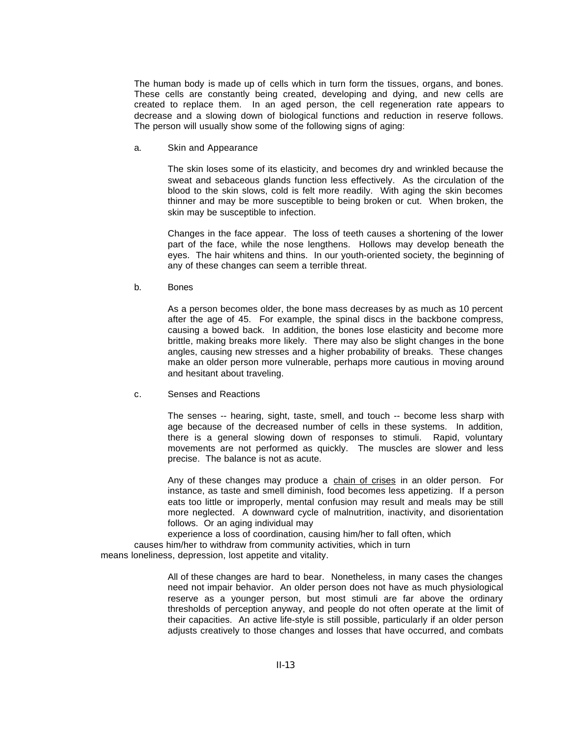The human body is made up of cells which in turn form the tissues, organs, and bones. These cells are constantly being created, developing and dying, and new cells are created to replace them. In an aged person, the cell regeneration rate appears to decrease and a slowing down of biological functions and reduction in reserve follows. The person will usually show some of the following signs of aging:

a. Skin and Appearance

The skin loses some of its elasticity, and becomes dry and wrinkled because the sweat and sebaceous glands function less effectively. As the circulation of the blood to the skin slows, cold is felt more readily. With aging the skin becomes thinner and may be more susceptible to being broken or cut. When broken, the skin may be susceptible to infection.

Changes in the face appear. The loss of teeth causes a shortening of the lower part of the face, while the nose lengthens. Hollows may develop beneath the eyes. The hair whitens and thins. In our youth-oriented society, the beginning of any of these changes can seem a terrible threat.

b. Bones

As a person becomes older, the bone mass decreases by as much as 10 percent after the age of 45. For example, the spinal discs in the backbone compress, causing a bowed back. In addition, the bones lose elasticity and become more brittle, making breaks more likely. There may also be slight changes in the bone angles, causing new stresses and a higher probability of breaks. These changes make an older person more vulnerable, perhaps more cautious in moving around and hesitant about traveling.

c. Senses and Reactions

The senses -- hearing, sight, taste, smell, and touch -- become less sharp with age because of the decreased number of cells in these systems. In addition, there is a general slowing down of responses to stimuli. Rapid, voluntary movements are not performed as quickly. The muscles are slower and less precise. The balance is not as acute.

Any of these changes may produce a chain of crises in an older person. For instance, as taste and smell diminish, food becomes less appetizing. If a person eats too little or improperly, mental confusion may result and meals may be still more neglected. A downward cycle of malnutrition, inactivity, and disorientation follows. Or an aging individual may experience a loss of coordination, causing him/her to fall often, which causes him/her to withdraw from community activities, which in turn means loneliness, depression, lost appetite and vitality.

All of these changes are hard to bear. Nonetheless, in many cases the changes need not impair behavior. An older person does not have as much physiological reserve as a younger person, but most stimuli are far above the ordinary thresholds of perception anyway, and people do not often operate at the limit of their capacities. An active life-style is still possible, particularly if an older person adjusts creatively to those changes and losses that have occurred, and combats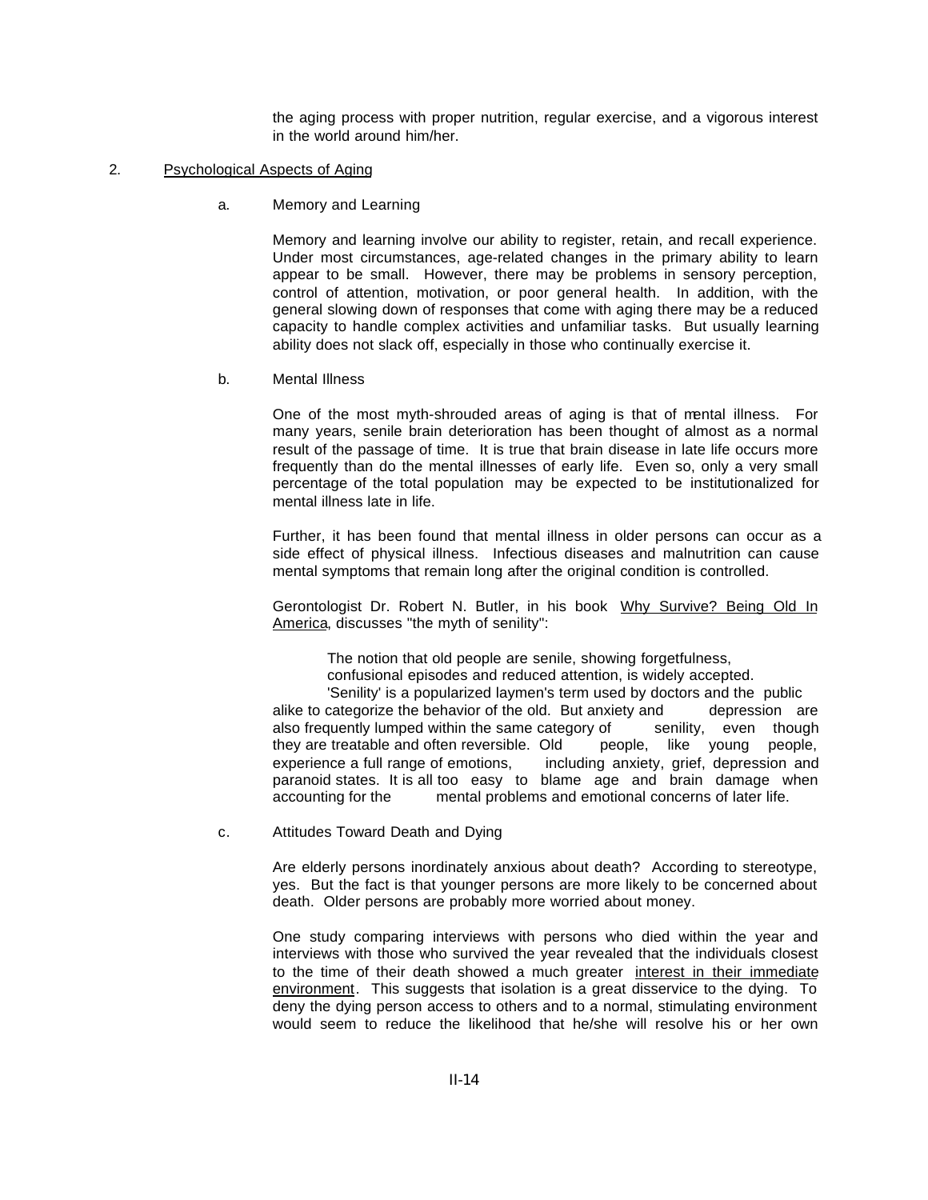the aging process with proper nutrition, regular exercise, and a vigorous interest in the world around him/her.

2. Psychological Aspects of Aging

a. Memory and Learning

Memory and learning involve our ability to register, retain, and recall experience. Under most circumstances, age-related changes in the primary ability to learn appear to be small. However, there may be problems in sensory perception, control of attention, motivation, or poor general health. In addition, with the general slowing down of responses that come with aging there may be a reduced capacity to handle complex activities and unfamiliar tasks. But usually learning ability does not slack off, especially in those who continually exercise it.

b. Mental Illness

One of the most myth-shrouded areas of aging is that of mental illness. For many years, senile brain deterioration has been thought of almost as a normal result of the passage of time. It is true that brain disease in late life occurs more frequently than do the mental illnesses of early life. Even so, only a very small percentage of the total population may be expected to be institutionalized for mental illness late in life.

Further, it has been found that mental illness in older persons can occur as a side effect of physical illness. Infectious diseases and malnutrition can cause mental symptoms that remain long after the original condition is controlled.

Gerontologist Dr. Robert N. Butler, in his book Why Survive? Being Old In America, discusses "the myth of senility":

> The notion that old people are senile, showing forgetfulness, confusional episodes and reduced attention, is widely accepted. 'Senility' is a popularized laymen's term used by doctors and the public alike to categorize the behavior of the old. But anxiety and depression are also frequently lumped within the same category of senility, even though they are treatable and often reversible. Old people, like young people, experience a full range of emotions, including anxiety, grief, depression and paranoid states. It is all too easy to blame age and brain damage when accounting for the mental problems and emotional concerns of later life.

c. Attitudes Toward Death and Dying

Are elderly persons inordinately anxious about death? According to stereotype, yes. But the fact is that younger persons are more likely to be concerned about death. Older persons are probably more worried about money.

One study comparing interviews with persons who died within the year and interviews with those who survived the year revealed that the individuals closest to the time of their death showed a much greater interest in their immediate environment. This suggests that isolation is a great disservice to the dying. To deny the dying person access to others and to a normal, stimulating environment would seem to reduce the likelihood that he/she will resolve his or her own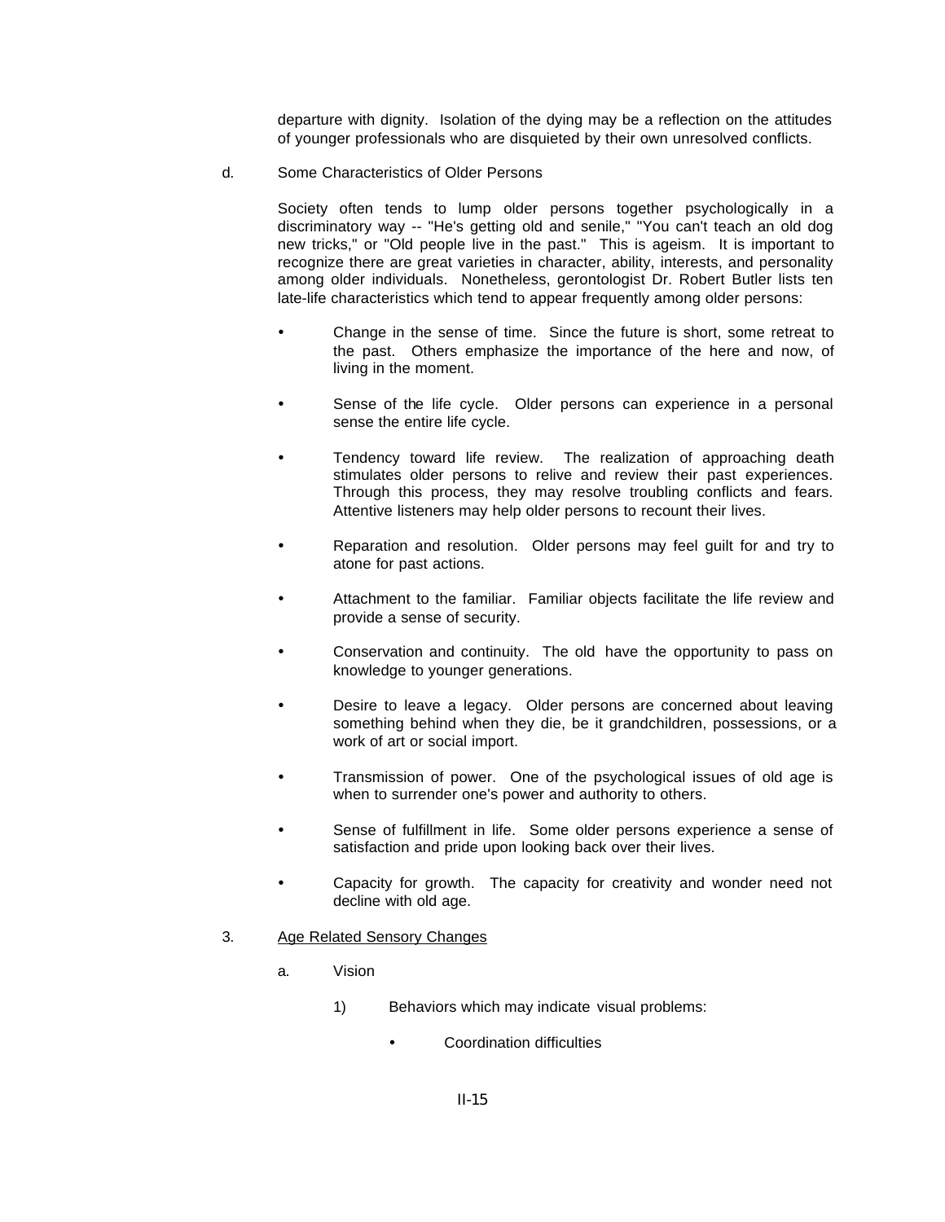departure with dignity. Isolation of the dying may be a reflection on the attitudes of younger professionals who are disquieted by their own unresolved conflicts.

d. Some Characteristics of Older Persons

Society often tends to lump older persons together psychologically in a discriminatory way -- "He's getting old and senile," "You can't teach an old dog new tricks," or "Old people live in the past." This is ageism. It is important to recognize there are great varieties in character, ability, interests, and personality among older individuals. Nonetheless, gerontologist Dr. Robert Butler lists ten late-life characteristics which tend to appear frequently among older persons:

- Change in the sense of time. Since the future is short, some retreat to the past. Others emphasize the importance of the here and now, of living in the moment.
- Sense of the life cycle. Older persons can experience in a personal sense the entire life cycle.
- Tendency toward life review. The realization of approaching death stimulates older persons to relive and review their past experiences. Through this process, they may resolve troubling conflicts and fears. Attentive listeners may help older persons to recount their lives.
- Reparation and resolution. Older persons may feel guilt for and try to atone for past actions.
- Attachment to the familiar. Familiar objects facilitate the life review and provide a sense of security.
- Conservation and continuity. The old have the opportunity to pass on knowledge to younger generations.
- Desire to leave a legacy. Older persons are concerned about leaving something behind when they die, be it grandchildren, possessions, or a work of art or social import.
- Transmission of power. One of the psychological issues of old age is when to surrender one's power and authority to others.
- Sense of fulfillment in life. Some older persons experience a sense of satisfaction and pride upon looking back over their lives.
- Capacity for growth. The capacity for creativity and wonder need not decline with old age.

3. Age Related Sensory Changes

a. Vision

1) Behaviors which may indicate visual problems:

- Coordination difficulties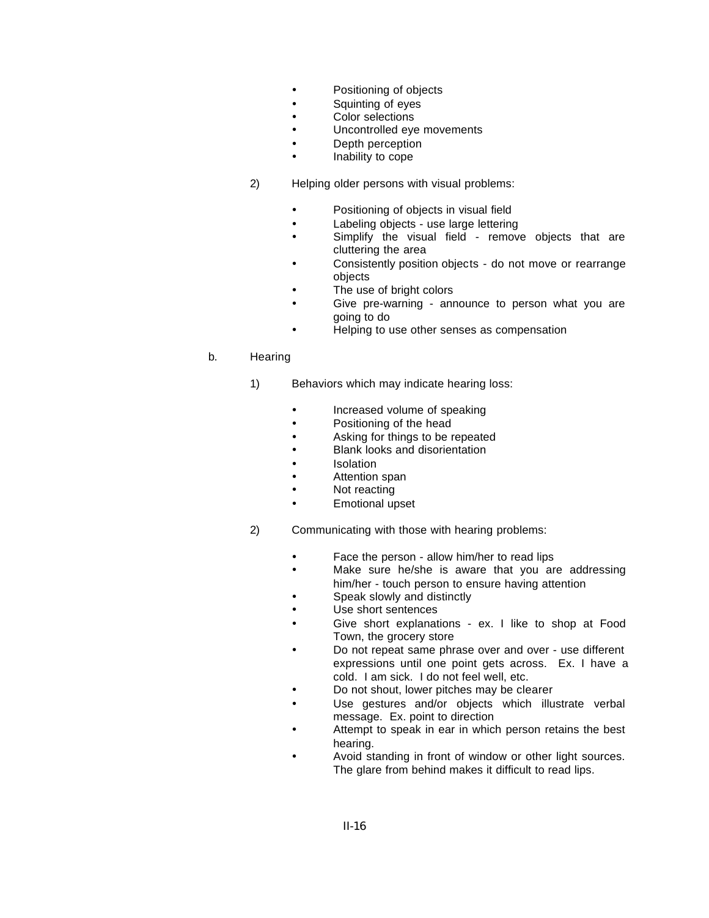- Positioning of objects
- Squinting of eyes
- Color selections
- Uncontrolled eye movements
- Depth perception
- Inability to cope

2) Helping older persons with visual problems:

- Positioning of objects in visual field
- Labeling objects - use large lettering
- Simplify the visual field - remove objects that are cluttering the area
- Consistently position objects - do not move or rearrange objects
- The use of bright colors
- Give pre-warning - announce to person what you are going to do
- Helping to use other senses as compensation

b. Hearing

1) Behaviors which may indicate hearing loss:

- Increased volume of speaking
- Positioning of the head
- Asking for things to be repeated
- Blank looks and disorientation
- Isolation
- Attention span
- Not reacting
- Emotional upset

2) Communicating with those with hearing problems:

- Face the person - allow him/her to read lips
- Make sure he/she is aware that you are addressing him/her - touch person to ensure having attention
- Speak slowly and distinctly
- Use short sentences
- Give short explanations - ex. I like to shop at Food Town, the grocery store
- Do not repeat same phrase over and over - use different expressions until one point gets across. Ex. I have a cold. I am sick. I do not feel well, etc.
- Do not shout, lower pitches may be clearer
- Use gestures and/or objects which illustrate verbal message. Ex. point to direction
- Attempt to speak in ear in which person retains the best hearing.
- Avoid standing in front of window or other light sources. The glare from behind makes it difficult to read lips.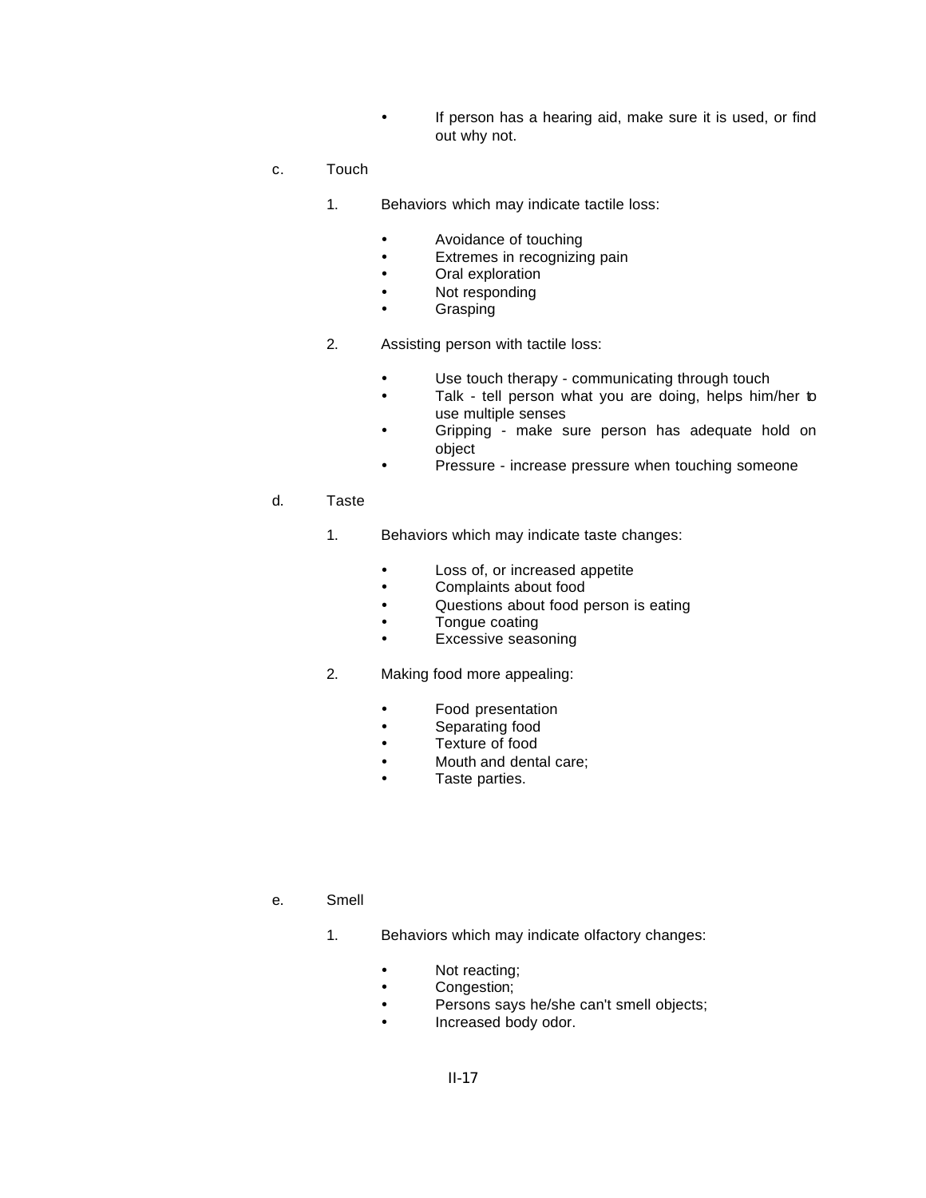- If person has a hearing aid, make sure it is used, or find out why not.

c. Touch

1. Behaviors which may indicate tactile loss:

    - Avoidance of touching
    - Extremes in recognizing pain
    - Oral exploration
    - Not responding
    - Grasping

2. Assisting person with tactile loss:

    - Use touch therapy - communicating through touch
    - Talk - tell person what you are doing, helps him/her to use multiple senses
    - Gripping - make sure person has adequate hold on object
    - Pressure - increase pressure when touching someone

d. Taste

1. Behaviors which may indicate taste changes:

    - Loss of, or increased appetite
    - Complaints about food
    - Questions about food person is eating
    - Tongue coating
    - Excessive seasoning

2. Making food more appealing:

    - Food presentation
    - Separating food
    - Texture of food
    - Mouth and dental care;
    - Taste parties.

e. Smell

1. Behaviors which may indicate olfactory changes:

    - Not reacting;
    - Congestion;
    - Persons says he/she can't smell objects;
    - Increased body odor.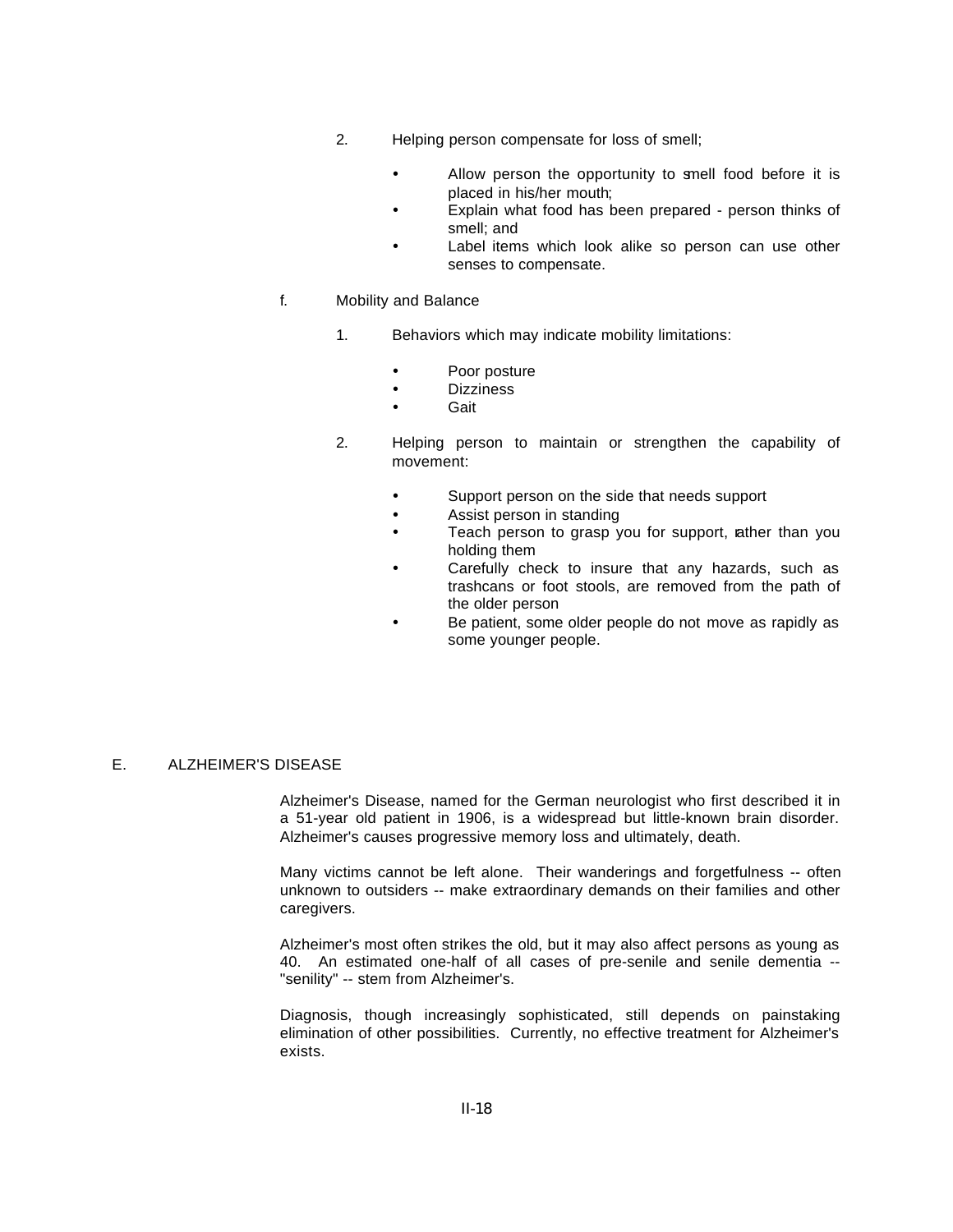2. Helping person compensate for loss of smell;

   - Allow person the opportunity to smell food before it is placed in his/her mouth;
   - Explain what food has been prepared - person thinks of smell; and
   - Label items which look alike so person can use other senses to compensate.

f. Mobility and Balance

1. Behaviors which may indicate mobility limitations:

   - Poor posture
   - Dizziness
   - Gait

2. Helping person to maintain or strengthen the capability of movement:

   - Support person on the side that needs support
   - Assist person in standing
   - Teach person to grasp you for support, rather than you holding them
   - Carefully check to insure that any hazards, such as trashcans or foot stools, are removed from the path of the older person
   - Be patient, some older people do not move as rapidly as some younger people.

## E. ALZHEIMER'S DISEASE

Alzheimer's Disease, named for the German neurologist who first described it in a 51-year old patient in 1906, is a widespread but little-known brain disorder. Alzheimer's causes progressive memory loss and ultimately, death.

Many victims cannot be left alone. Their wanderings and forgetfulness -- often unknown to outsiders -- make extraordinary demands on their families and other caregivers.

Alzheimer's most often strikes the old, but it may also affect persons as young as 40. An estimated one-half of all cases of pre-senile and senile dementia -- "senility" -- stem from Alzheimer's.

Diagnosis, though increasingly sophisticated, still depends on painstaking elimination of other possibilities. Currently, no effective treatment for Alzheimer's exists.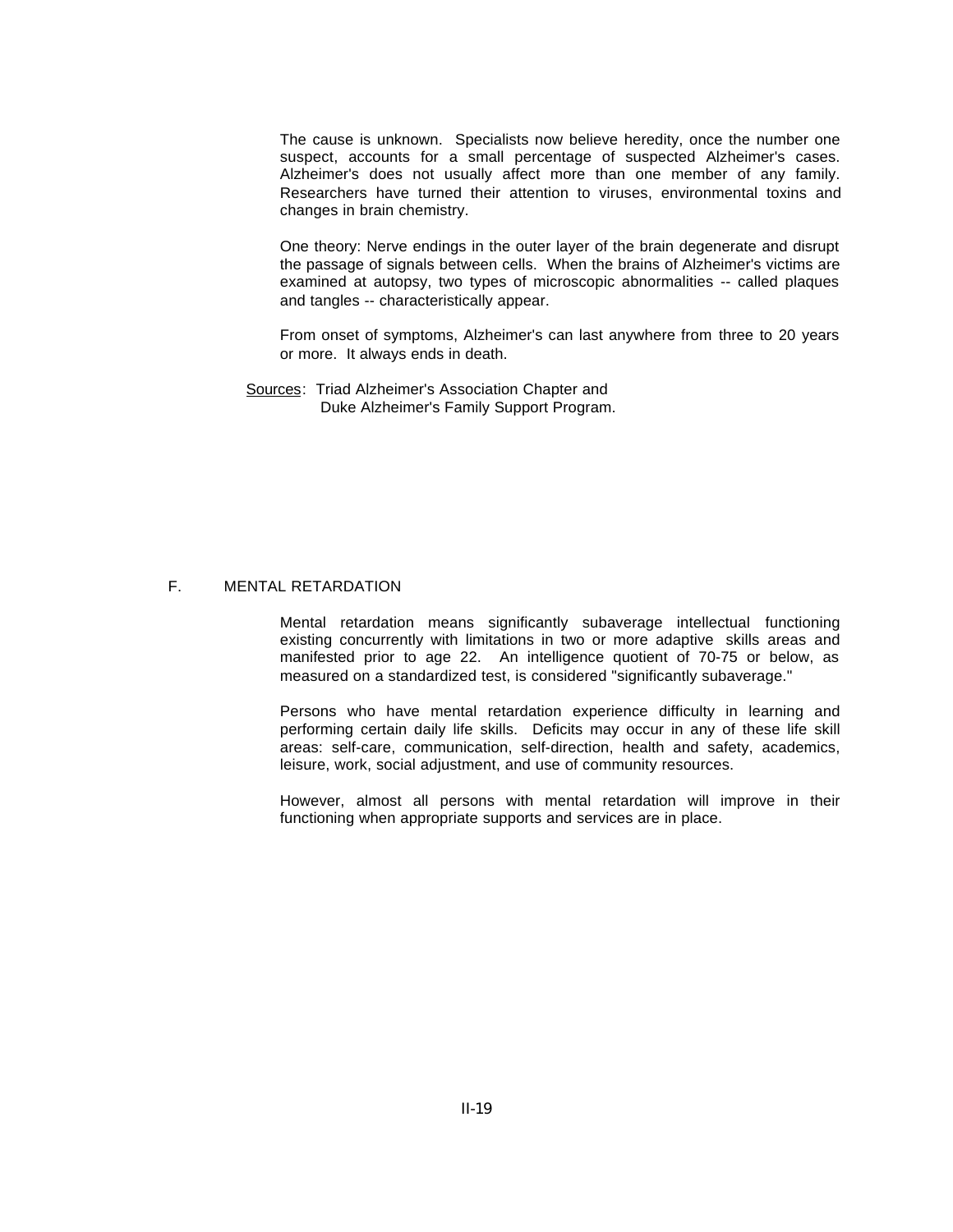The cause is unknown. Specialists now believe heredity, once the number one suspect, accounts for a small percentage of suspected Alzheimer's cases. Alzheimer's does not usually affect more than one member of any family. Researchers have turned their attention to viruses, environmental toxins and changes in brain chemistry.

One theory: Nerve endings in the outer layer of the brain degenerate and disrupt the passage of signals between cells. When the brains of Alzheimer's victims are examined at autopsy, two types of microscopic abnormalities -- called plaques and tangles -- characteristically appear.

From onset of symptoms, Alzheimer's can last anywhere from three to 20 years or more. It always ends in death.

<u>Sources</u>: Triad Alzheimer's Association Chapter and
Duke Alzheimer's Family Support Program.

## F. MENTAL RETARDATION

Mental retardation means significantly subaverage intellectual functioning existing concurrently with limitations in two or more adaptive skills areas and manifested prior to age 22. An intelligence quotient of 70-75 or below, as measured on a standardized test, is considered "significantly subaverage."

Persons who have mental retardation experience difficulty in learning and performing certain daily life skills. Deficits may occur in any of these life skill areas: self-care, communication, self-direction, health and safety, academics, leisure, work, social adjustment, and use of community resources.

However, almost all persons with mental retardation will improve in their functioning when appropriate supports and services are in place.